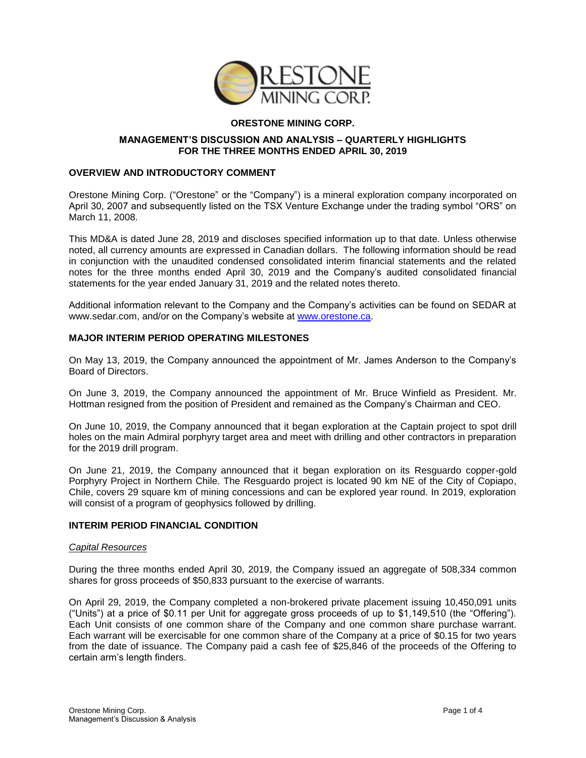# ORESTONE MINING CORP.

## MANAGEMENT'S DISCUSSION AND ANALYSIS – QUARTERLY HIGHLIGHTS FOR THE THREE MONTHS ENDED APRIL 30, 2019

### OVERVIEW AND INTRODUCTORY COMMENT

Orestone Mining Corp. ("Orestone" or the "Company") is a mineral exploration company incorporated on April 30, 2007 and subsequently listed on the TSX Venture Exchange under the trading symbol "ORS" on March 11, 2008.

This MD&A is dated June 28, 2019 and discloses specified information up to that date. Unless otherwise noted, all currency amounts are expressed in Canadian dollars. The following information should be read in conjunction with the unaudited condensed consolidated interim financial statements and the related notes for the three months ended April 30, 2019 and the Company's audited consolidated financial statements for the year ended January 31, 2019 and the related notes thereto.

Additional information relevant to the Company and the Company's activities can be found on SEDAR at www.sedar.com, and/or on the Company's website at www.orestone.ca.

### MAJOR INTERIM PERIOD OPERATING MILESTONES

On May 13, 2019, the Company announced the appointment of Mr. James Anderson to the Company's Board of Directors.

On June 3, 2019, the Company announced the appointment of Mr. Bruce Winfield as President. Mr. Hottman resigned from the position of President and remained as the Company's Chairman and CEO.

On June 10, 2019, the Company announced that it began exploration at the Captain project to spot drill holes on the main Admiral porphyry target area and meet with drilling and other contractors in preparation for the 2019 drill program.

On June 21, 2019, the Company announced that it began exploration on its Resguardo copper-gold Porphyry Project in Northern Chile. The Resguardo project is located 90 km NE of the City of Copiapo, Chile, covers 29 square km of mining concessions and can be explored year round. In 2019, exploration will consist of a program of geophysics followed by drilling.

### INTERIM PERIOD FINANCIAL CONDITION

*Capital Resources*

During the three months ended April 30, 2019, the Company issued an aggregate of 508,334 common shares for gross proceeds of $50,833 pursuant to the exercise of warrants.

On April 29, 2019, the Company completed a non-brokered private placement issuing 10,450,091 units ("Units") at a price of $0.11 per Unit for aggregate gross proceeds of up to $1,149,510 (the "Offering"). Each Unit consists of one common share of the Company and one common share purchase warrant. Each warrant will be exercisable for one common share of the Company at a price of $0.15 for two years from the date of issuance. The Company paid a cash fee of $25,846 of the proceeds of the Offering to certain arm's length finders.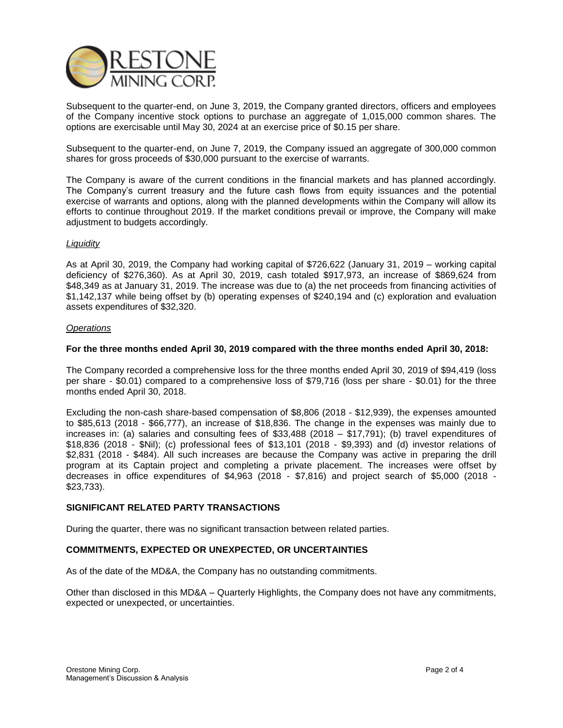Subsequent to the quarter-end, on June 3, 2019, the Company granted directors, officers and employees of the Company incentive stock options to purchase an aggregate of 1,015,000 common shares. The options are exercisable until May 30, 2024 at an exercise price of $0.15 per share.

Subsequent to the quarter-end, on June 7, 2019, the Company issued an aggregate of 300,000 common shares for gross proceeds of $30,000 pursuant to the exercise of warrants.

The Company is aware of the current conditions in the financial markets and has planned accordingly. The Company's current treasury and the future cash flows from equity issuances and the potential exercise of warrants and options, along with the planned developments within the Company will allow its efforts to continue throughout 2019. If the market conditions prevail or improve, the Company will make adjustment to budgets accordingly.

*Liquidity*

As at April 30, 2019, the Company had working capital of $726,622 (January 31, 2019 – working capital deficiency of $276,360). As at April 30, 2019, cash totaled $917,973, an increase of $869,624 from $48,349 as at January 31, 2019. The increase was due to (a) the net proceeds from financing activities of $1,142,137 while being offset by (b) operating expenses of $240,194 and (c) exploration and evaluation assets expenditures of $32,320.

*Operations*

**For the three months ended April 30, 2019 compared with the three months ended April 30, 2018:**

The Company recorded a comprehensive loss for the three months ended April 30, 2019 of $94,419 (loss per share - $0.01) compared to a comprehensive loss of $79,716 (loss per share - $0.01) for the three months ended April 30, 2018.

Excluding the non-cash share-based compensation of $8,806 (2018 - $12,939), the expenses amounted to $85,613 (2018 - $66,777), an increase of $18,836. The change in the expenses was mainly due to increases in: (a) salaries and consulting fees of $33,488 (2018 – $17,791); (b) travel expenditures of $18,836 (2018 - $Nil); (c) professional fees of $13,101 (2018 - $9,393) and (d) investor relations of $2,831 (2018 - $484). All such increases are because the Company was active in preparing the drill program at its Captain project and completing a private placement. The increases were offset by decreases in office expenditures of $4,963 (2018 - $7,816) and project search of $5,000 (2018 - $23,733).

## SIGNIFICANT RELATED PARTY TRANSACTIONS

During the quarter, there was no significant transaction between related parties.

## COMMITMENTS, EXPECTED OR UNEXPECTED, OR UNCERTAINTIES

As of the date of the MD&A, the Company has no outstanding commitments.

Other than disclosed in this MD&A – Quarterly Highlights, the Company does not have any commitments, expected or unexpected, or uncertainties.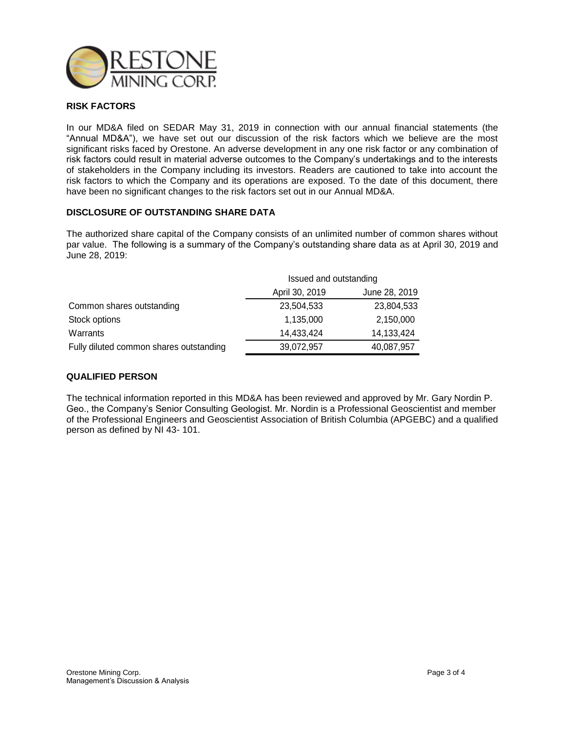## RISK FACTORS

In our MD&A filed on SEDAR May 31, 2019 in connection with our annual financial statements (the "Annual MD&A"), we have set out our discussion of the risk factors which we believe are the most significant risks faced by Orestone. An adverse development in any one risk factor or any combination of risk factors could result in material adverse outcomes to the Company's undertakings and to the interests of stakeholders in the Company including its investors. Readers are cautioned to take into account the risk factors to which the Company and its operations are exposed. To the date of this document, there have been no significant changes to the risk factors set out in our Annual MD&A.

## DISCLOSURE OF OUTSTANDING SHARE DATA

The authorized share capital of the Company consists of an unlimited number of common shares without par value. The following is a summary of the Company's outstanding share data as at April 30, 2019 and June 28, 2019:

| | Issued and outstanding | |
|---|---|---|
| | April 30, 2019 | June 28, 2019 |
| Common shares outstanding | 23,504,533 | 23,804,533 |
| Stock options | 1,135,000 | 2,150,000 |
| Warrants | 14,433,424 | 14,133,424 |
| Fully diluted common shares outstanding | 39,072,957 | 40,087,957 |

## QUALIFIED PERSON

The technical information reported in this MD&A has been reviewed and approved by Mr. Gary Nordin P. Geo., the Company's Senior Consulting Geologist. Mr. Nordin is a Professional Geoscientist and member of the Professional Engineers and Geoscientist Association of British Columbia (APGEBC) and a qualified person as defined by NI 43- 101.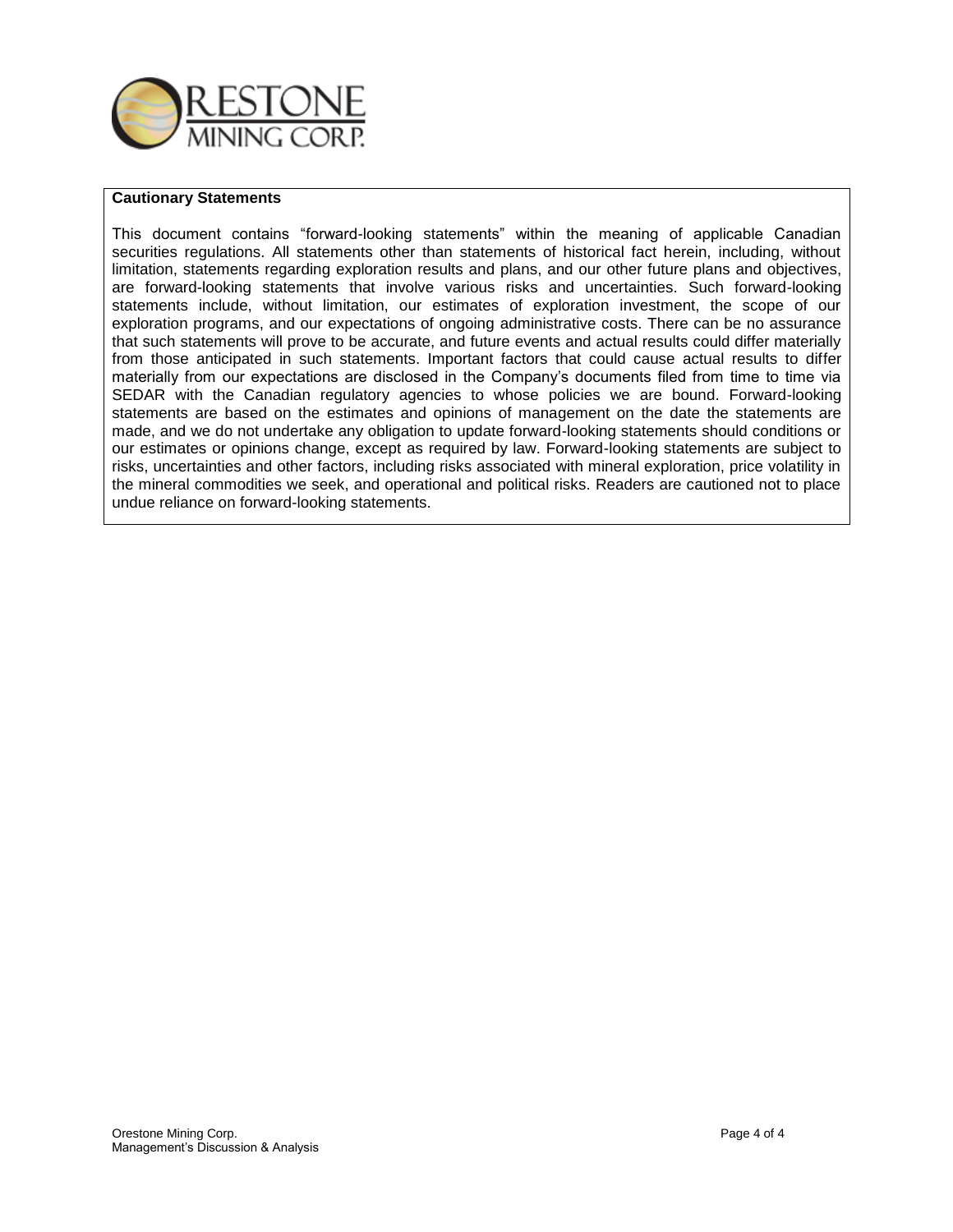**Cautionary Statements**

This document contains “forward-looking statements” within the meaning of applicable Canadian securities regulations. All statements other than statements of historical fact herein, including, without limitation, statements regarding exploration results and plans, and our other future plans and objectives, are forward-looking statements that involve various risks and uncertainties. Such forward-looking statements include, without limitation, our estimates of exploration investment, the scope of our exploration programs, and our expectations of ongoing administrative costs. There can be no assurance that such statements will prove to be accurate, and future events and actual results could differ materially from those anticipated in such statements. Important factors that could cause actual results to differ materially from our expectations are disclosed in the Company’s documents filed from time to time via SEDAR with the Canadian regulatory agencies to whose policies we are bound. Forward-looking statements are based on the estimates and opinions of management on the date the statements are made, and we do not undertake any obligation to update forward-looking statements should conditions or our estimates or opinions change, except as required by law. Forward-looking statements are subject to risks, uncertainties and other factors, including risks associated with mineral exploration, price volatility in the mineral commodities we seek, and operational and political risks. Readers are cautioned not to place undue reliance on forward-looking statements.